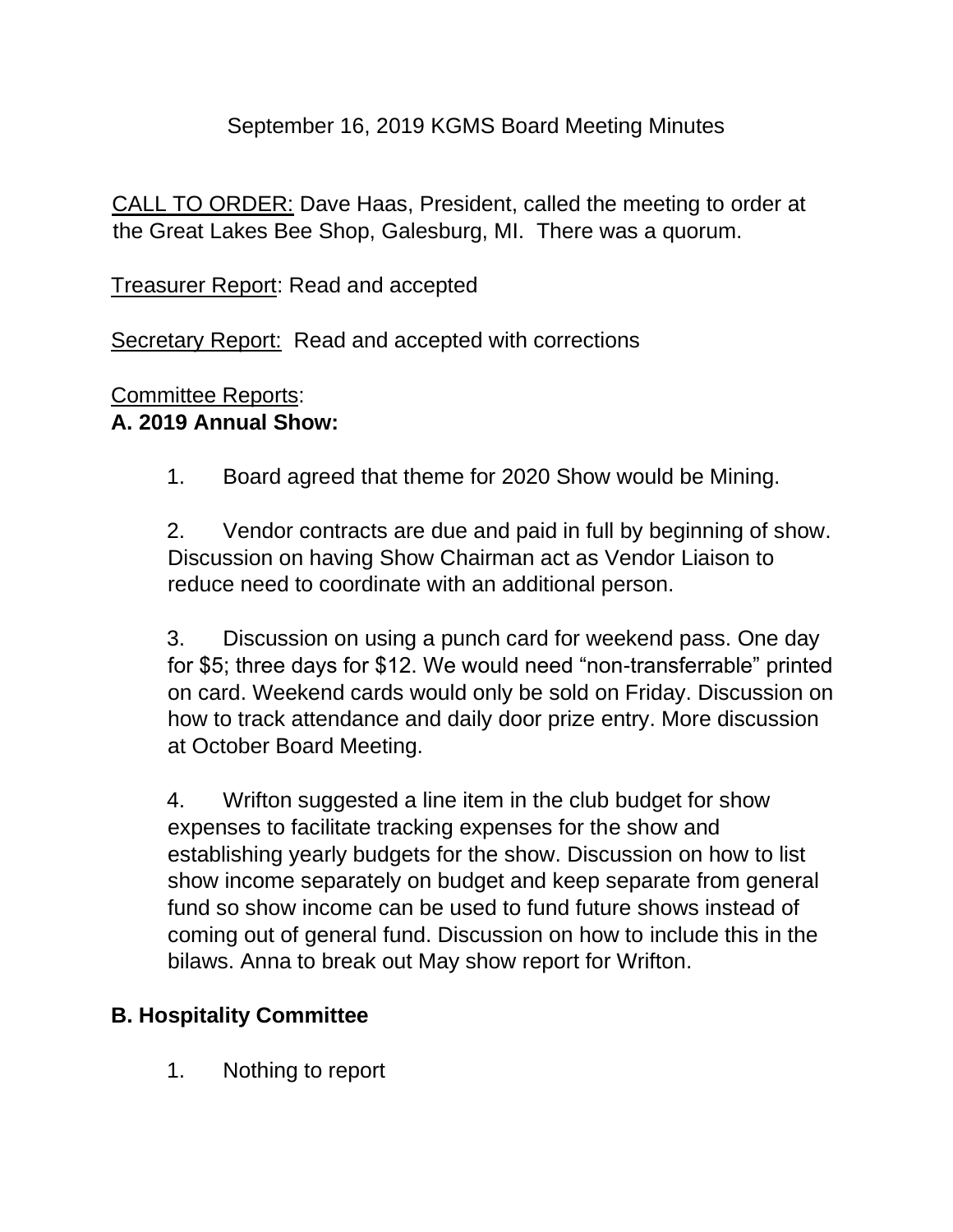# September 16, 2019 KGMS Board Meeting Minutes

CALL TO ORDER: Dave Haas, President, called the meeting to order at the Great Lakes Bee Shop, Galesburg, MI. There was a quorum.

Treasurer Report: Read and accepted

Secretary Report: Read and accepted with corrections

Committee Reports:

**A. 2019 Annual Show:**

1. Board agreed that theme for 2020 Show would be Mining.

2. Vendor contracts are due and paid in full by beginning of show. Discussion on having Show Chairman act as Vendor Liaison to reduce need to coordinate with an additional person.

3. Discussion on using a punch card for weekend pass. One day for $5; three days for $12. We would need "non-transferrable" printed on card. Weekend cards would only be sold on Friday. Discussion on how to track attendance and daily door prize entry. More discussion at October Board Meeting.

4. Wrifton suggested a line item in the club budget for show expenses to facilitate tracking expenses for the show and establishing yearly budgets for the show. Discussion on how to list show income separately on budget and keep separate from general fund so show income can be used to fund future shows instead of coming out of general fund. Discussion on how to include this in the bilaws. Anna to break out May show report for Wrifton.

**B. Hospitality Committee**

1. Nothing to report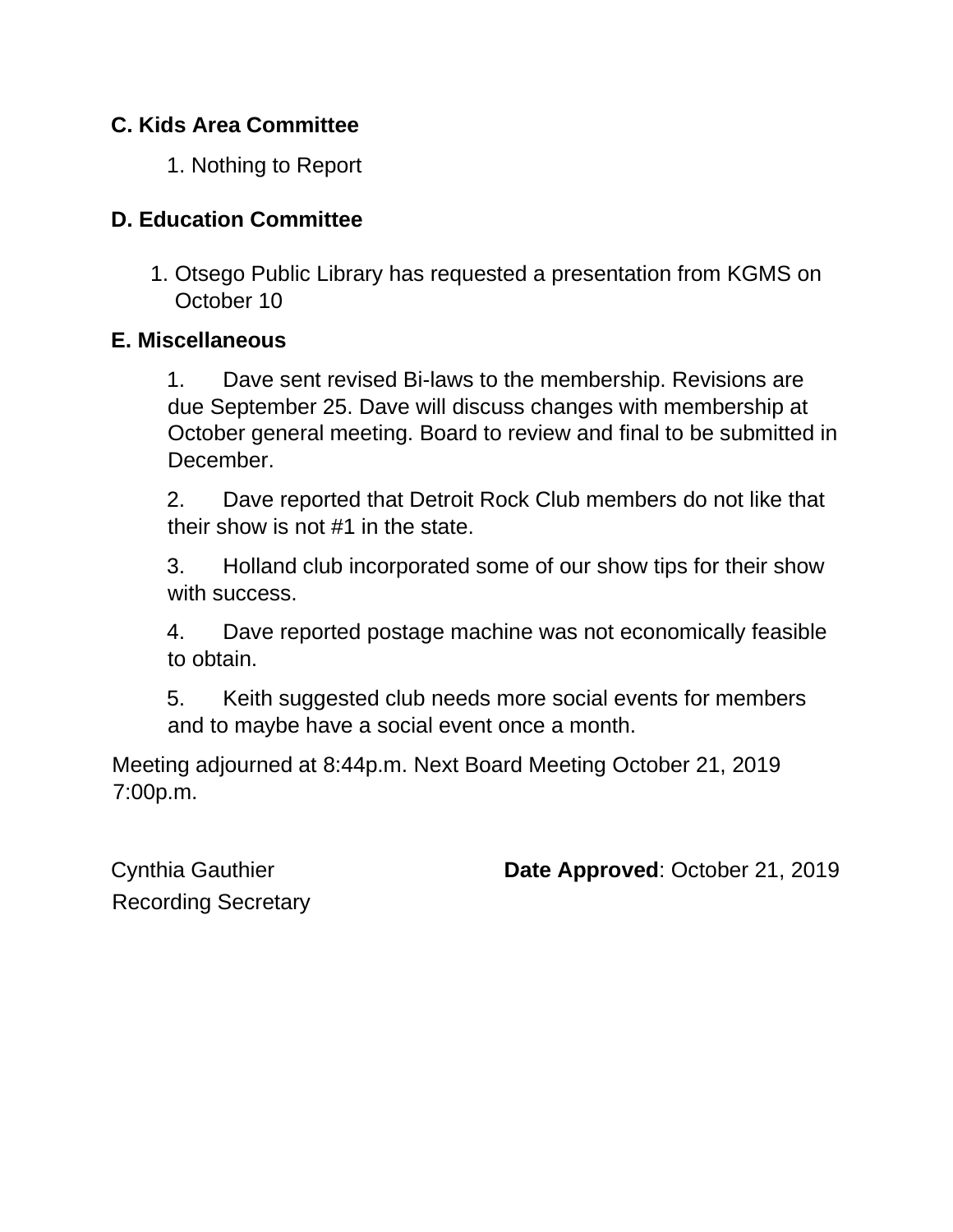**C. Kids Area Committee**

1. Nothing to Report

**D. Education Committee**

1. Otsego Public Library has requested a presentation from KGMS on October 10

**E. Miscellaneous**

1. Dave sent revised Bi-laws to the membership. Revisions are due September 25. Dave will discuss changes with membership at October general meeting. Board to review and final to be submitted in December.
2. Dave reported that Detroit Rock Club members do not like that their show is not #1 in the state.
3. Holland club incorporated some of our show tips for their show with success.
4. Dave reported postage machine was not economically feasible to obtain.
5. Keith suggested club needs more social events for members and to maybe have a social event once a month.

Meeting adjourned at 8:44p.m. Next Board Meeting October 21, 2019 7:00p.m.

Cynthia Gauthier
Recording Secretary

**Date Approved**: October 21, 2019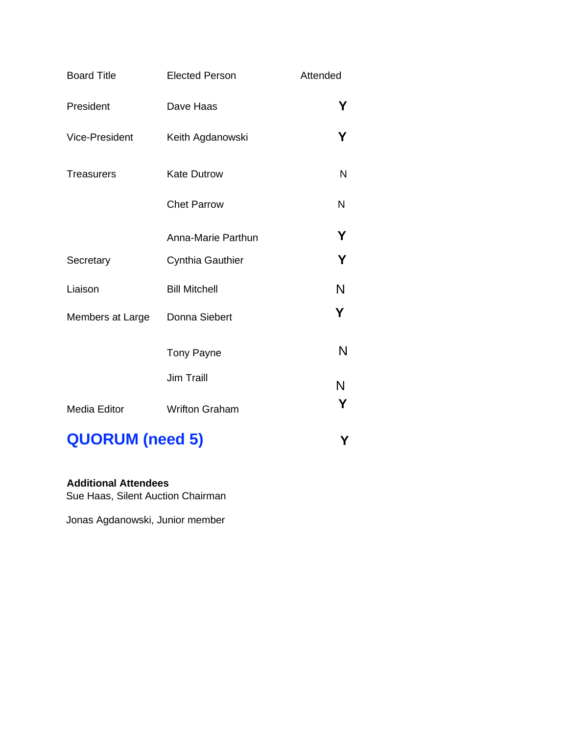| Board Title | Elected Person | Attended |
|---|---|---|
| President | Dave Haas | **Y** |
| Vice-President | Keith Agdanowski | **Y** |
| Treasurers | Kate Dutrow | N |
| | Chet Parrow | N |
| | Anna-Marie Parthun | **Y** |
| Secretary | Cynthia Gauthier | **Y** |
| Liaison | Bill Mitchell | N |
| Members at Large | Donna Siebert | **Y** |
| | Tony Payne | N |
| | Jim Traill | N |
| Media Editor | Wrifton Graham | **Y** |
| **QUORUM (need 5)** | | **Y** |

**Additional Attendees**

Sue Haas, Silent Auction Chairman

Jonas Agdanowski, Junior member